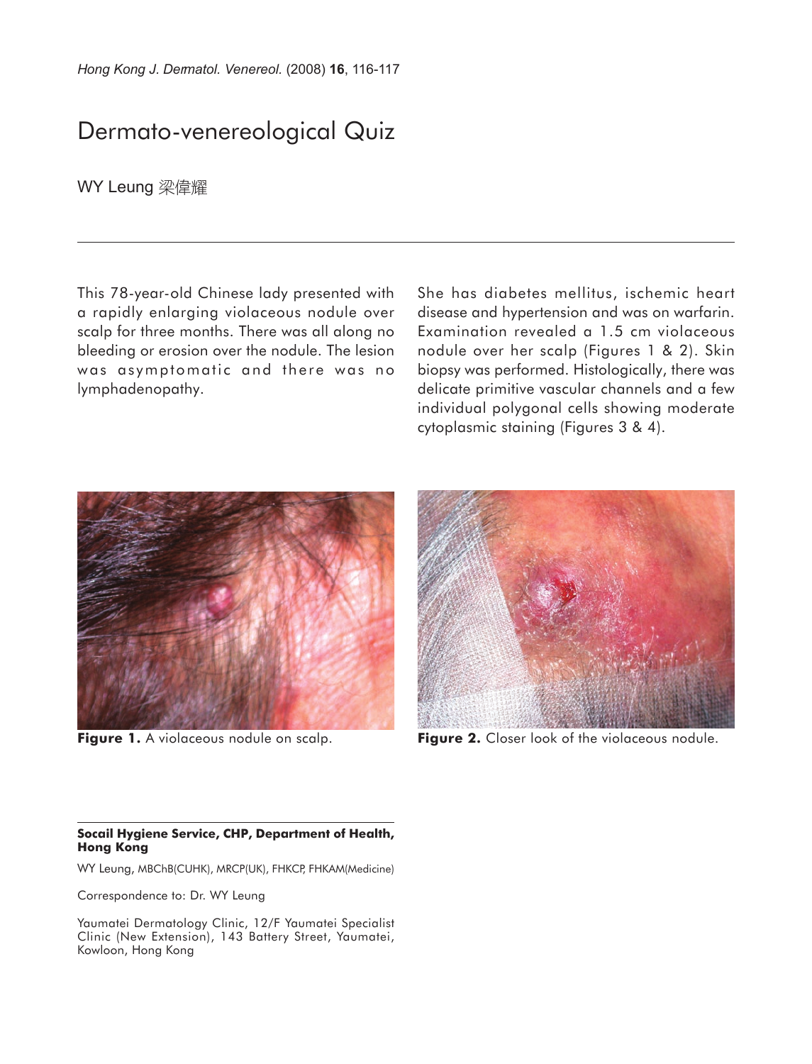# Dermato-venereological Quiz

WY Leung 梁偉耀

This 78-year-old Chinese lady presented with a rapidly enlarging violaceous nodule over scalp for three months. There was all along no bleeding or erosion over the nodule. The lesion was asymptomatic and there was no lymphadenopathy.

She has diabetes mellitus, ischemic heart disease and hypertension and was on warfarin. Examination revealed a 1.5 cm violaceous nodule over her scalp (Figures 1 & 2). Skin biopsy was performed. Histologically, there was delicate primitive vascular channels and a few individual polygonal cells showing moderate cytoplasmic staining (Figures 3 & 4).

**Figure 1.** A violaceous nodule on scalp.

**Figure 2.** Closer look of the violaceous nodule.

**Socail Hygiene Service, CHP, Department of Health, Hong Kong**

WY Leung, MBChB(CUHK), MRCP(UK), FHKCP, FHKAM(Medicine)

Correspondence to: Dr. WY Leung

Yaumatei Dermatology Clinic, 12/F Yaumatei Specialist Clinic (New Extension), 143 Battery Street, Yaumatei, Kowloon, Hong Kong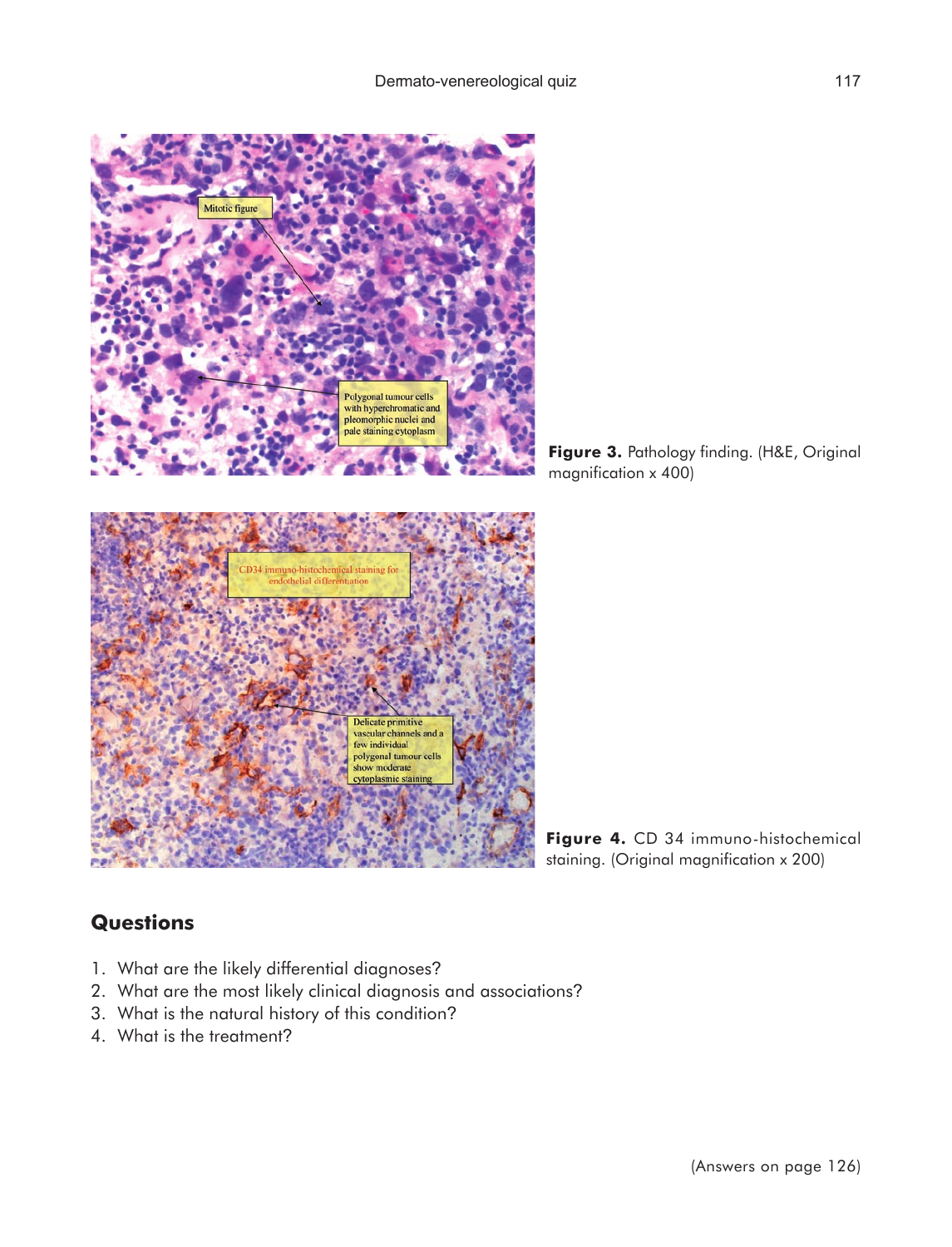Figure 3. Pathology finding. (H&E, Original magnification x 400)

Figure 4. CD 34 immuno-histochemical staining. (Original magnification x 200)

## Questions

1. What are the likely differential diagnoses?
2. What are the most likely clinical diagnosis and associations?
3. What is the natural history of this condition?
4. What is the treatment?

(Answers on page 126)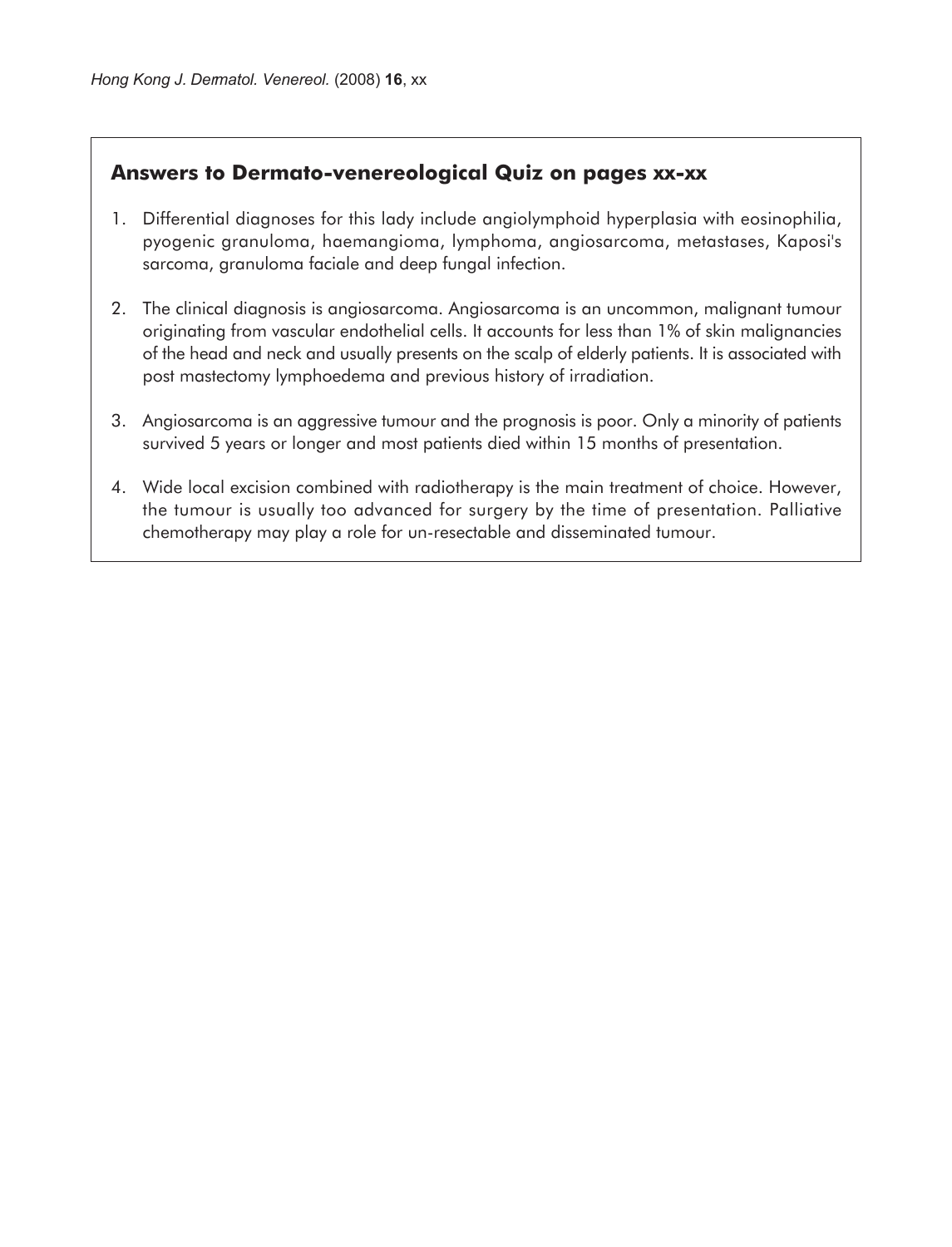## Answers to Dermato-venereological Quiz on pages xx-xx

1. Differential diagnoses for this lady include angiolymphoid hyperplasia with eosinophilia, pyogenic granuloma, haemangioma, lymphoma, angiosarcoma, metastases, Kaposi's sarcoma, granuloma faciale and deep fungal infection.

2. The clinical diagnosis is angiosarcoma. Angiosarcoma is an uncommon, malignant tumour originating from vascular endothelial cells. It accounts for less than 1% of skin malignancies of the head and neck and usually presents on the scalp of elderly patients. It is associated with post mastectomy lymphoedema and previous history of irradiation.

3. Angiosarcoma is an aggressive tumour and the prognosis is poor. Only a minority of patients survived 5 years or longer and most patients died within 15 months of presentation.

4. Wide local excision combined with radiotherapy is the main treatment of choice. However, the tumour is usually too advanced for surgery by the time of presentation. Palliative chemotherapy may play a role for un-resectable and disseminated tumour.